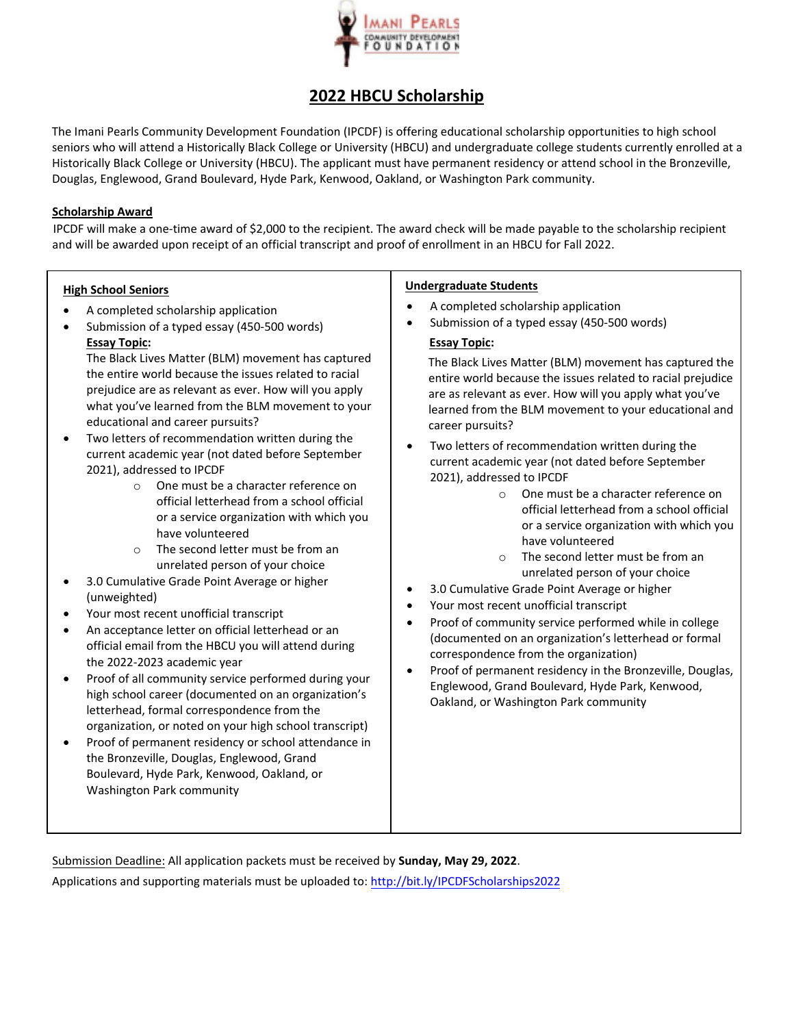Imani Pearls Community Development Foundation

# 2022 HBCU Scholarship

The Imani Pearls Community Development Foundation (IPCDF) is offering educational scholarship opportunities to high school seniors who will attend a Historically Black College or University (HBCU) and undergraduate college students currently enrolled at a Historically Black College or University (HBCU). The applicant must have permanent residency or attend school in the Bronzeville, Douglas, Englewood, Grand Boulevard, Hyde Park, Kenwood, Oakland, or Washington Park community.

## Scholarship Award

IPCDF will make a one-time award of $2,000 to the recipient. The award check will be made payable to the scholarship recipient and will be awarded upon receipt of an official transcript and proof of enrollment in an HBCU for Fall 2022.

## High School Seniors

- A completed scholarship application
- Submission of a typed essay (450-500 words)

  **Essay Topic:**

  The Black Lives Matter (BLM) movement has captured the entire world because the issues related to racial prejudice are as relevant as ever. How will you apply what you've learned from the BLM movement to your educational and career pursuits?
- Two letters of recommendation written during the current academic year (not dated before September 2021), addressed to IPCDF
  - One must be a character reference on official letterhead from a school official or a service organization with which you have volunteered
  - The second letter must be from an unrelated person of your choice
- 3.0 Cumulative Grade Point Average or higher (unweighted)
- Your most recent unofficial transcript
- An acceptance letter on official letterhead or an official email from the HBCU you will attend during the 2022-2023 academic year
- Proof of all community service performed during your high school career (documented on an organization's letterhead, formal correspondence from the organization, or noted on your high school transcript)
- Proof of permanent residency or school attendance in the Bronzeville, Douglas, Englewood, Grand Boulevard, Hyde Park, Kenwood, Oakland, or Washington Park community

## Undergraduate Students

- A completed scholarship application
- Submission of a typed essay (450-500 words)

  **Essay Topic:**

  The Black Lives Matter (BLM) movement has captured the entire world because the issues related to racial prejudice are as relevant as ever. How will you apply what you've learned from the BLM movement to your educational and career pursuits?
- Two letters of recommendation written during the current academic year (not dated before September 2021), addressed to IPCDF
  - One must be a character reference on official letterhead from a school official or a service organization with which you have volunteered
  - The second letter must be from an unrelated person of your choice
- 3.0 Cumulative Grade Point Average or higher
- Your most recent unofficial transcript
- Proof of community service performed while in college (documented on an organization's letterhead or formal correspondence from the organization)
- Proof of permanent residency in the Bronzeville, Douglas, Englewood, Grand Boulevard, Hyde Park, Kenwood, Oakland, or Washington Park community

Submission Deadline: All application packets must be received by **Sunday, May 29, 2022**.

Applications and supporting materials must be uploaded to: http://bit.ly/IPCDFScholarships2022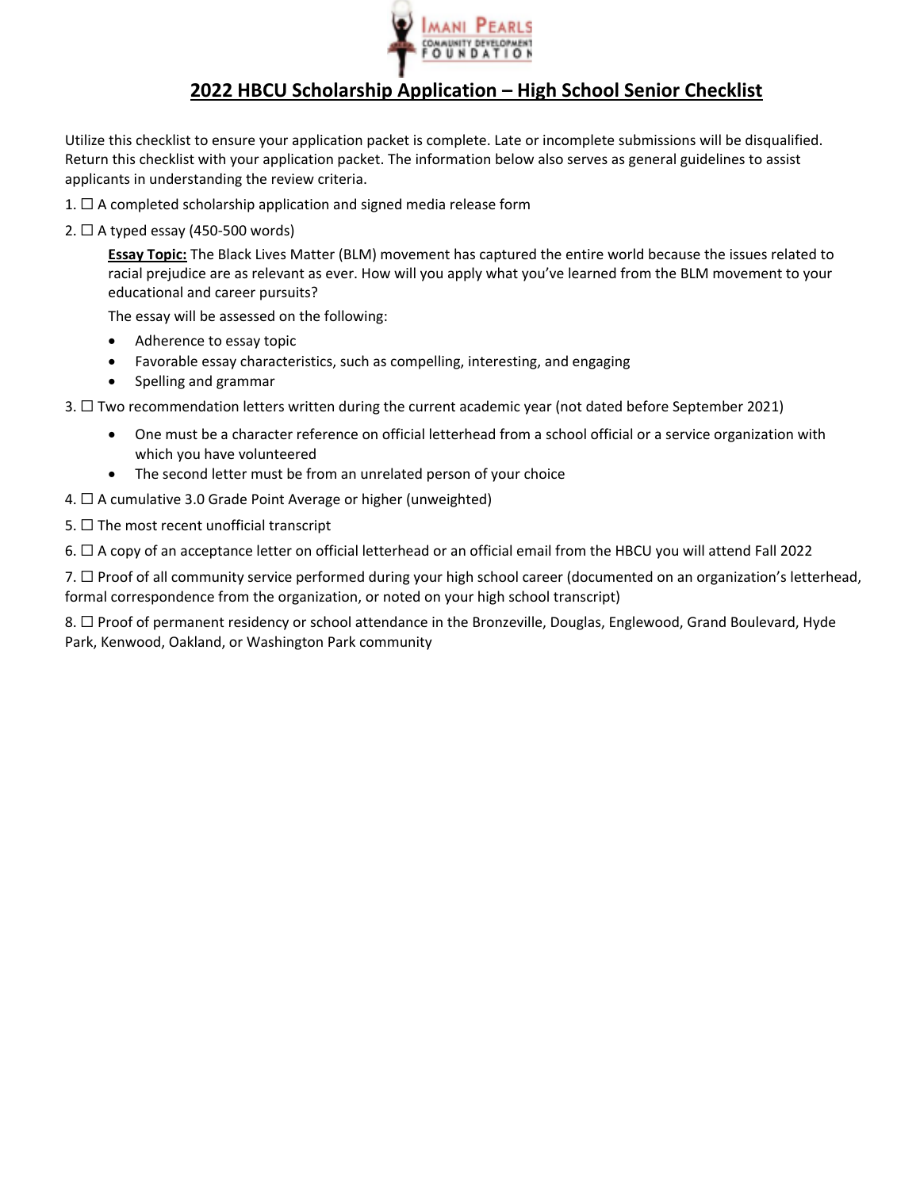Imani Pearls Community Development Foundation

## 2022 HBCU Scholarship Application – High School Senior Checklist

Utilize this checklist to ensure your application packet is complete. Late or incomplete submissions will be disqualified. Return this checklist with your application packet. The information below also serves as general guidelines to assist applicants in understanding the review criteria.

1. ☐ A completed scholarship application and signed media release form
2. ☐ A typed essay (450-500 words)

   **Essay Topic:** The Black Lives Matter (BLM) movement has captured the entire world because the issues related to racial prejudice are as relevant as ever. How will you apply what you've learned from the BLM movement to your educational and career pursuits?

   The essay will be assessed on the following:

   - Adherence to essay topic
   - Favorable essay characteristics, such as compelling, interesting, and engaging
   - Spelling and grammar

3. ☐ Two recommendation letters written during the current academic year (not dated before September 2021)
   - One must be a character reference on official letterhead from a school official or a service organization with which you have volunteered
   - The second letter must be from an unrelated person of your choice
4. ☐ A cumulative 3.0 Grade Point Average or higher (unweighted)
5. ☐ The most recent unofficial transcript
6. ☐ A copy of an acceptance letter on official letterhead or an official email from the HBCU you will attend Fall 2022
7. ☐ Proof of all community service performed during your high school career (documented on an organization's letterhead, formal correspondence from the organization, or noted on your high school transcript)
8. ☐ Proof of permanent residency or school attendance in the Bronzeville, Douglas, Englewood, Grand Boulevard, Hyde Park, Kenwood, Oakland, or Washington Park community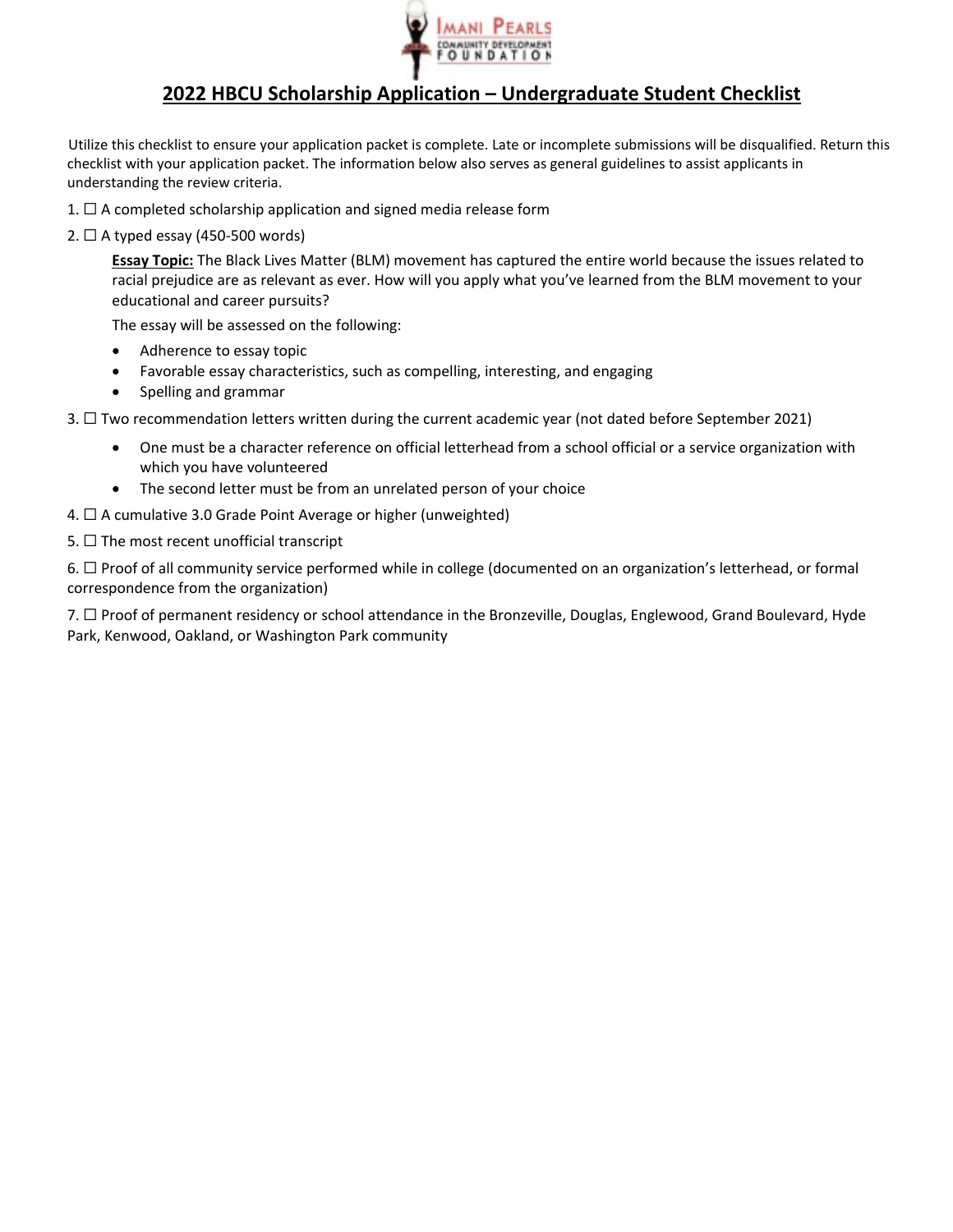## 2022 HBCU Scholarship Application – Undergraduate Student Checklist

Utilize this checklist to ensure your application packet is complete. Late or incomplete submissions will be disqualified. Return this checklist with your application packet. The information below also serves as general guidelines to assist applicants in understanding the review criteria.

1. ☐ A completed scholarship application and signed media release form
2. ☐ A typed essay (450-500 words)

   **Essay Topic:** The Black Lives Matter (BLM) movement has captured the entire world because the issues related to racial prejudice are as relevant as ever. How will you apply what you've learned from the BLM movement to your educational and career pursuits?

   The essay will be assessed on the following:

   - Adherence to essay topic
   - Favorable essay characteristics, such as compelling, interesting, and engaging
   - Spelling and grammar

3. ☐ Two recommendation letters written during the current academic year (not dated before September 2021)
   - One must be a character reference on official letterhead from a school official or a service organization with which you have volunteered
   - The second letter must be from an unrelated person of your choice
4. ☐ A cumulative 3.0 Grade Point Average or higher (unweighted)
5. ☐ The most recent unofficial transcript
6. ☐ Proof of all community service performed while in college (documented on an organization's letterhead, or formal correspondence from the organization)
7. ☐ Proof of permanent residency or school attendance in the Bronzeville, Douglas, Englewood, Grand Boulevard, Hyde Park, Kenwood, Oakland, or Washington Park community